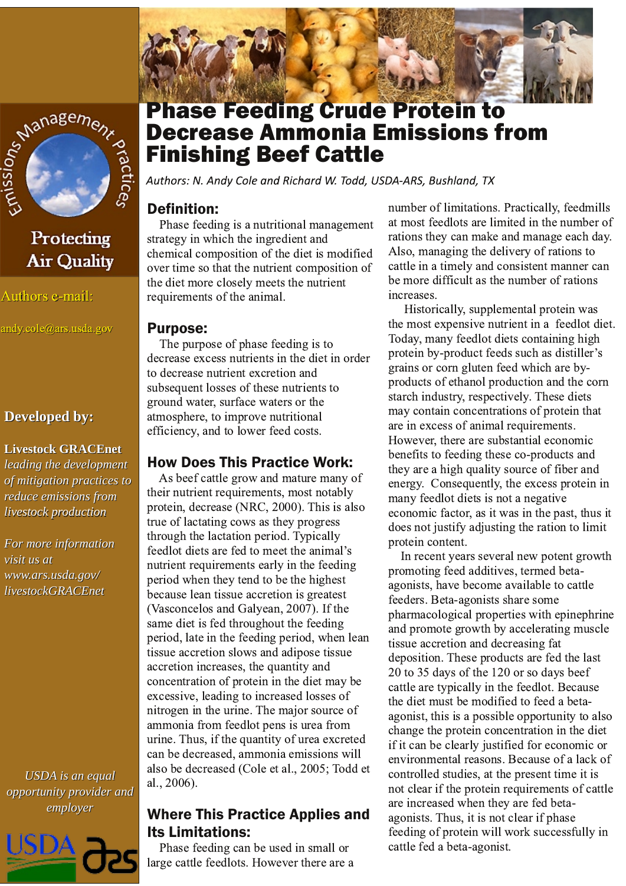# Phase Feeding Crude Protein to Decrease Ammonia Emissions from Finishing Beef Cattle

*Authors: N. Andy Cole and Richard W. Todd, USDA-ARS, Bushland, TX*

Emissions Management Practices

Protecting Air Quality

Authors e-mail:

andy.cole@ars.usda.gov

**Developed by:**

**Livestock GRACEnet** *leading the development of mitigation practices to reduce emissions from livestock production*

*For more information visit us at www.ars.usda.gov/livestockGRACEnet*

*USDA is an equal opportunity provider and employer*

## Definition:

Phase feeding is a nutritional management strategy in which the ingredient and chemical composition of the diet is modified over time so that the nutrient composition of the diet more closely meets the nutrient requirements of the animal.

## Purpose:

The purpose of phase feeding is to decrease excess nutrients in the diet in order to decrease nutrient excretion and subsequent losses of these nutrients to ground water, surface waters or the atmosphere, to improve nutritional efficiency, and to lower feed costs.

## How Does This Practice Work:

As beef cattle grow and mature many of their nutrient requirements, most notably protein, decrease (NRC, 2000). This is also true of lactating cows as they progress through the lactation period. Typically feedlot diets are fed to meet the animal's nutrient requirements early in the feeding period when they tend to be the highest because lean tissue accretion is greatest (Vasconcelos and Galyean, 2007). If the same diet is fed throughout the feeding period, late in the feeding period, when lean tissue accretion slows and adipose tissue accretion increases, the quantity and concentration of protein in the diet may be excessive, leading to increased losses of nitrogen in the urine. The major source of ammonia from feedlot pens is urea from urine. Thus, if the quantity of urea excreted can be decreased, ammonia emissions will also be decreased (Cole et al., 2005; Todd et al., 2006).

## Where This Practice Applies and Its Limitations:

Phase feeding can be used in small or large cattle feedlots. However there are a number of limitations. Practically, feedmills at most feedlots are limited in the number of rations they can make and manage each day. Also, managing the delivery of rations to cattle in a timely and consistent manner can be more difficult as the number of rations increases.

Historically, supplemental protein was the most expensive nutrient in a feedlot diet. Today, many feedlot diets containing high protein by-product feeds such as distiller's grains or corn gluten feed which are by-products of ethanol production and the corn starch industry, respectively. These diets may contain concentrations of protein that are in excess of animal requirements. However, there are substantial economic benefits to feeding these co-products and they are a high quality source of fiber and energy. Consequently, the excess protein in many feedlot diets is not a negative economic factor, as it was in the past, thus it does not justify adjusting the ration to limit protein content.

In recent years several new potent growth promoting feed additives, termed beta-agonists, have become available to cattle feeders. Beta-agonists share some pharmacological properties with epinephrine and promote growth by accelerating muscle tissue accretion and decreasing fat deposition. These products are fed the last 20 to 35 days of the 120 or so days beef cattle are typically in the feedlot. Because the diet must be modified to feed a beta-agonist, this is a possible opportunity to also change the protein concentration in the diet if it can be clearly justified for economic or environmental reasons. Because of a lack of controlled studies, at the present time it is not clear if the protein requirements of cattle are increased when they are fed beta-agonists. Thus, it is not clear if phase feeding of protein will work successfully in cattle fed a beta-agonist.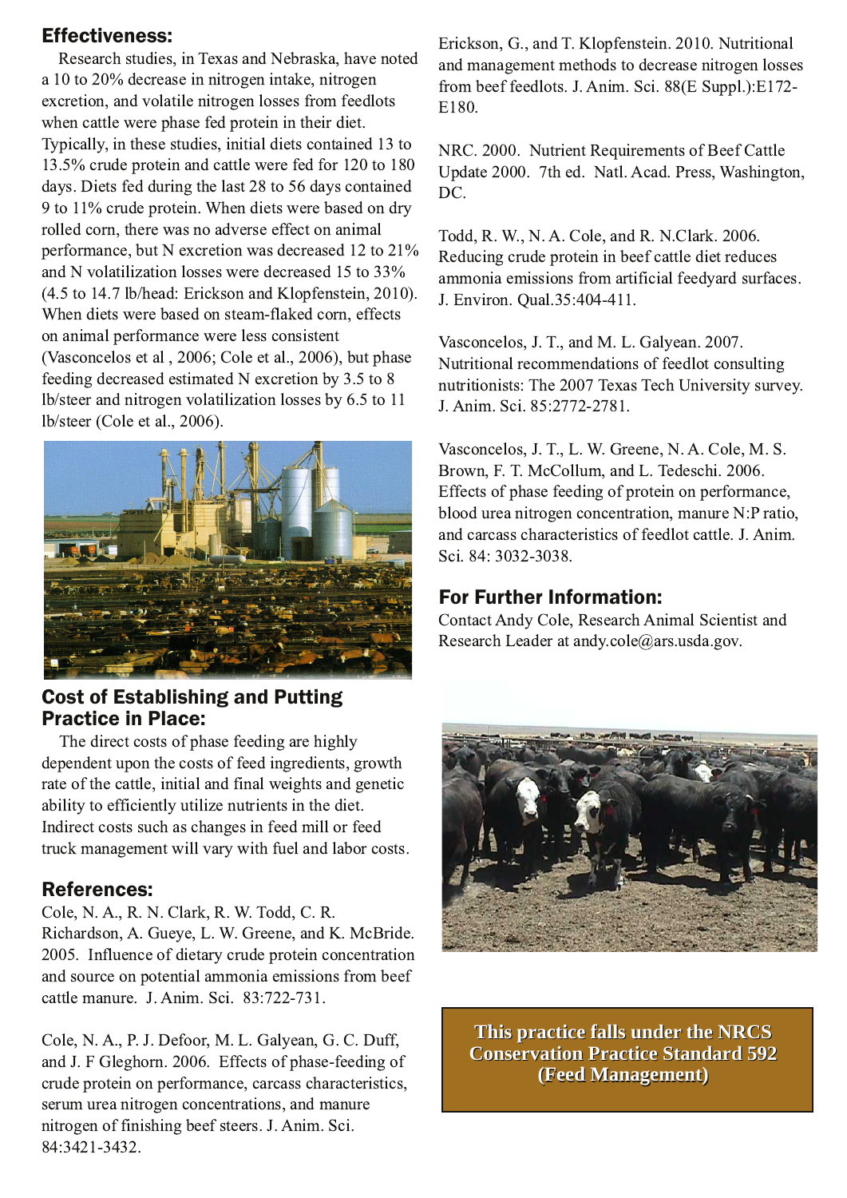## Effectiveness:

Research studies, in Texas and Nebraska, have noted a 10 to 20% decrease in nitrogen intake, nitrogen excretion, and volatile nitrogen losses from feedlots when cattle were phase fed protein in their diet. Typically, in these studies, initial diets contained 13 to 13.5% crude protein and cattle were fed for 120 to 180 days. Diets fed during the last 28 to 56 days contained 9 to 11% crude protein. When diets were based on dry rolled corn, there was no adverse effect on animal performance, but N excretion was decreased 12 to 21% and N volatilization losses were decreased 15 to 33% (4.5 to 14.7 lb/head: Erickson and Klopfenstein, 2010). When diets were based on steam-flaked corn, effects on animal performance were less consistent (Vasconcelos et al , 2006; Cole et al., 2006), but phase feeding decreased estimated N excretion by 3.5 to 8 lb/steer and nitrogen volatilization losses by 6.5 to 11 lb/steer (Cole et al., 2006).

## Cost of Establishing and Putting Practice in Place:

The direct costs of phase feeding are highly dependent upon the costs of feed ingredients, growth rate of the cattle, initial and final weights and genetic ability to efficiently utilize nutrients in the diet. Indirect costs such as changes in feed mill or feed truck management will vary with fuel and labor costs.

## References:

Cole, N. A., R. N. Clark, R. W. Todd, C. R. Richardson, A. Gueye, L. W. Greene, and K. McBride. 2005. Influence of dietary crude protein concentration and source on potential ammonia emissions from beef cattle manure. J. Anim. Sci. 83:722-731.

Cole, N. A., P. J. Defoor, M. L. Galyean, G. C. Duff, and J. F Gleghorn. 2006. Effects of phase-feeding of crude protein on performance, carcass characteristics, serum urea nitrogen concentrations, and manure nitrogen of finishing beef steers. J. Anim. Sci. 84:3421-3432.

Erickson, G., and T. Klopfenstein. 2010. Nutritional and management methods to decrease nitrogen losses from beef feedlots. J. Anim. Sci. 88(E Suppl.):E172-E180.

NRC. 2000. Nutrient Requirements of Beef Cattle Update 2000. 7th ed. Natl. Acad. Press, Washington, DC.

Todd, R. W., N. A. Cole, and R. N.Clark. 2006. Reducing crude protein in beef cattle diet reduces ammonia emissions from artificial feedyard surfaces. J. Environ. Qual.35:404-411.

Vasconcelos, J. T., and M. L. Galyean. 2007. Nutritional recommendations of feedlot consulting nutritionists: The 2007 Texas Tech University survey. J. Anim. Sci. 85:2772-2781.

Vasconcelos, J. T., L. W. Greene, N. A. Cole, M. S. Brown, F. T. McCollum, and L. Tedeschi. 2006. Effects of phase feeding of protein on performance, blood urea nitrogen concentration, manure N:P ratio, and carcass characteristics of feedlot cattle. J. Anim. Sci. 84: 3032-3038.

## For Further Information:

Contact Andy Cole, Research Animal Scientist and Research Leader at andy.cole@ars.usda.gov.

**This practice falls under the NRCS Conservation Practice Standard 592 (Feed Management)**